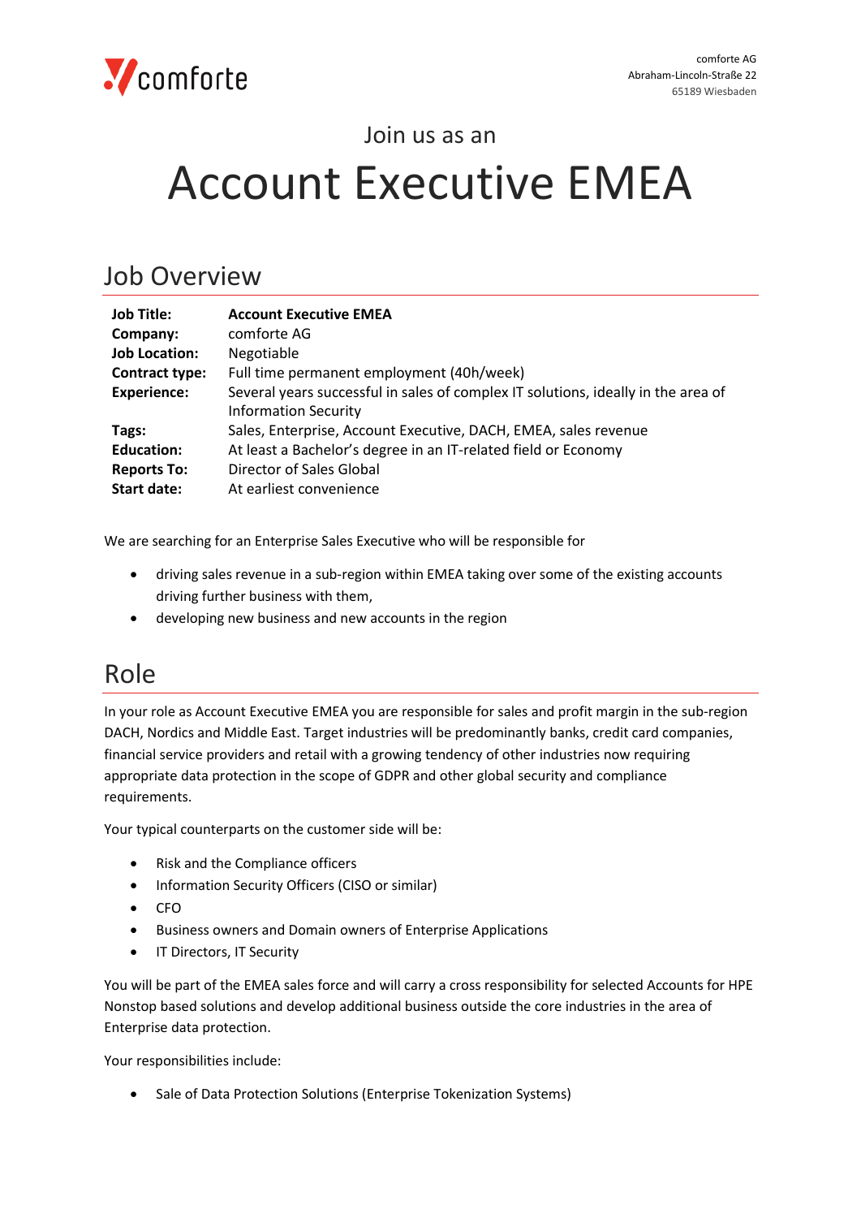comforte AG
Abraham-Lincoln-Straße 22
65189 Wiesbaden

Join us as an

# Account Executive EMEA

## Job Overview

| | |
|---|---|
| **Job Title:** | **Account Executive EMEA** |
| **Company:** | comforte AG |
| **Job Location:** | Negotiable |
| **Contract type:** | Full time permanent employment (40h/week) |
| **Experience:** | Several years successful in sales of complex IT solutions, ideally in the area of Information Security |
| **Tags:** | Sales, Enterprise, Account Executive, DACH, EMEA, sales revenue |
| **Education:** | At least a Bachelor's degree in an IT-related field or Economy |
| **Reports To:** | Director of Sales Global |
| **Start date:** | At earliest convenience |

We are searching for an Enterprise Sales Executive who will be responsible for

- driving sales revenue in a sub-region within EMEA taking over some of the existing accounts driving further business with them,
- developing new business and new accounts in the region

## Role

In your role as Account Executive EMEA you are responsible for sales and profit margin in the sub-region DACH, Nordics and Middle East. Target industries will be predominantly banks, credit card companies, financial service providers and retail with a growing tendency of other industries now requiring appropriate data protection in the scope of GDPR and other global security and compliance requirements.

Your typical counterparts on the customer side will be:

- Risk and the Compliance officers
- Information Security Officers (CISO or similar)
- CFO
- Business owners and Domain owners of Enterprise Applications
- IT Directors, IT Security

You will be part of the EMEA sales force and will carry a cross responsibility for selected Accounts for HPE Nonstop based solutions and develop additional business outside the core industries in the area of Enterprise data protection.

Your responsibilities include:

- Sale of Data Protection Solutions (Enterprise Tokenization Systems)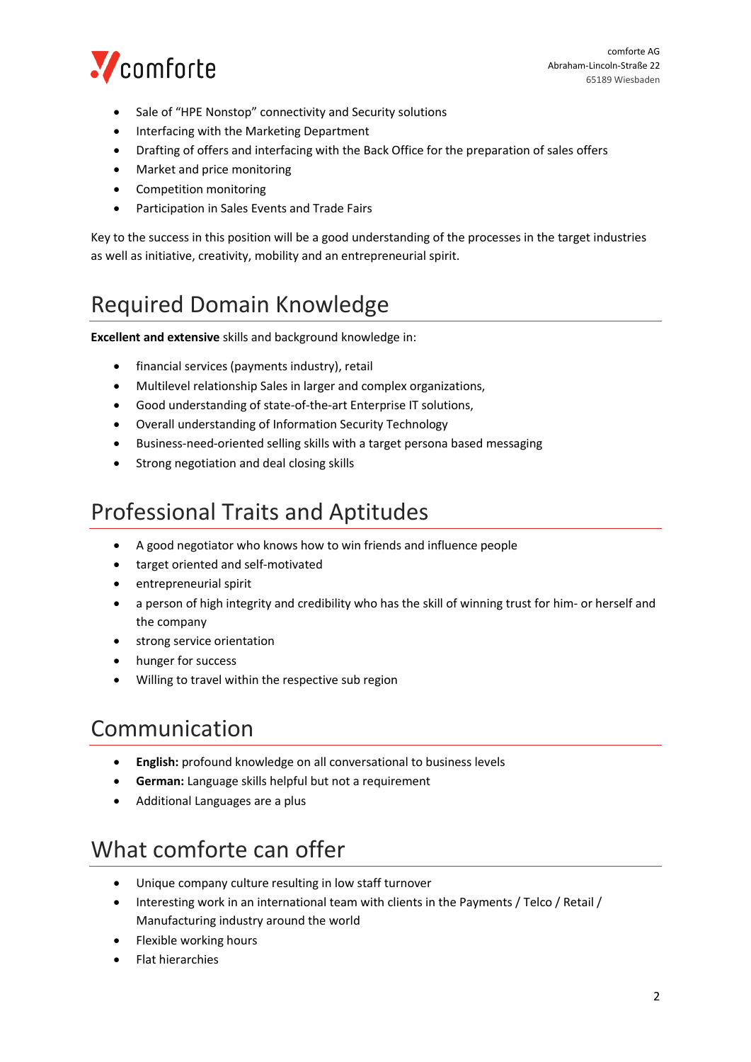- Sale of “HPE Nonstop” connectivity and Security solutions
- Interfacing with the Marketing Department
- Drafting of offers and interfacing with the Back Office for the preparation of sales offers
- Market and price monitoring
- Competition monitoring
- Participation in Sales Events and Trade Fairs

Key to the success in this position will be a good understanding of the processes in the target industries as well as initiative, creativity, mobility and an entrepreneurial spirit.

# Required Domain Knowledge

**Excellent and extensive** skills and background knowledge in:

- financial services (payments industry), retail
- Multilevel relationship Sales in larger and complex organizations,
- Good understanding of state-of-the-art Enterprise IT solutions,
- Overall understanding of Information Security Technology
- Business-need-oriented selling skills with a target persona based messaging
- Strong negotiation and deal closing skills

# Professional Traits and Aptitudes

- A good negotiator who knows how to win friends and influence people
- target oriented and self-motivated
- entrepreneurial spirit
- a person of high integrity and credibility who has the skill of winning trust for him- or herself and the company
- strong service orientation
- hunger for success
- Willing to travel within the respective sub region

# Communication

- **English:** profound knowledge on all conversational to business levels
- **German:** Language skills helpful but not a requirement
- Additional Languages are a plus

# What comforte can offer

- Unique company culture resulting in low staff turnover
- Interesting work in an international team with clients in the Payments / Telco / Retail / Manufacturing industry around the world
- Flexible working hours
- Flat hierarchies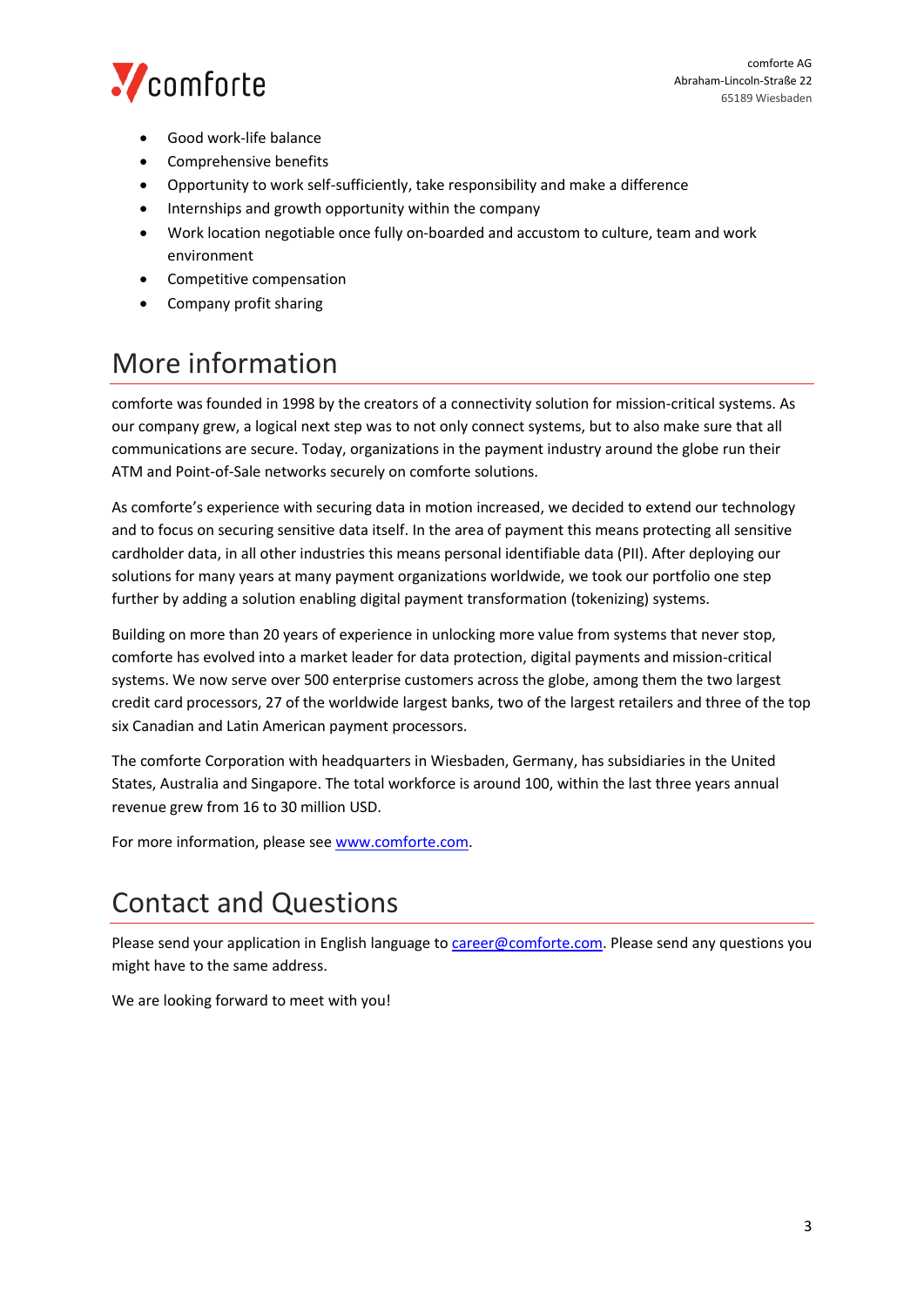- Good work-life balance
- Comprehensive benefits
- Opportunity to work self-sufficiently, take responsibility and make a difference
- Internships and growth opportunity within the company
- Work location negotiable once fully on-boarded and accustom to culture, team and work environment
- Competitive compensation
- Company profit sharing

# More information

comforte was founded in 1998 by the creators of a connectivity solution for mission-critical systems. As our company grew, a logical next step was to not only connect systems, but to also make sure that all communications are secure. Today, organizations in the payment industry around the globe run their ATM and Point-of-Sale networks securely on comforte solutions.

As comforte's experience with securing data in motion increased, we decided to extend our technology and to focus on securing sensitive data itself. In the area of payment this means protecting all sensitive cardholder data, in all other industries this means personal identifiable data (PII). After deploying our solutions for many years at many payment organizations worldwide, we took our portfolio one step further by adding a solution enabling digital payment transformation (tokenizing) systems.

Building on more than 20 years of experience in unlocking more value from systems that never stop, comforte has evolved into a market leader for data protection, digital payments and mission-critical systems. We now serve over 500 enterprise customers across the globe, among them the two largest credit card processors, 27 of the worldwide largest banks, two of the largest retailers and three of the top six Canadian and Latin American payment processors.

The comforte Corporation with headquarters in Wiesbaden, Germany, has subsidiaries in the United States, Australia and Singapore. The total workforce is around 100, within the last three years annual revenue grew from 16 to 30 million USD.

For more information, please see www.comforte.com.

# Contact and Questions

Please send your application in English language to career@comforte.com. Please send any questions you might have to the same address.

We are looking forward to meet with you!